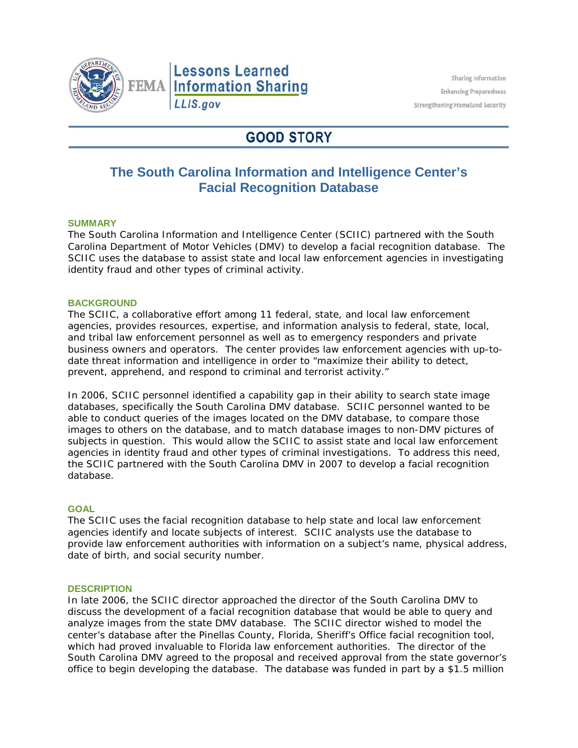# GOOD STORY

## The South Carolina Information and Intelligence Center's Facial Recognition Database

### SUMMARY

The South Carolina Information and Intelligence Center (SCIIC) partnered with the South Carolina Department of Motor Vehicles (DMV) to develop a facial recognition database. The SCIIC uses the database to assist state and local law enforcement agencies in investigating identity fraud and other types of criminal activity.

### BACKGROUND

The SCIIC, a collaborative effort among 11 federal, state, and local law enforcement agencies, provides resources, expertise, and information analysis to federal, state, local, and tribal law enforcement personnel as well as to emergency responders and private business owners and operators. The center provides law enforcement agencies with up-to-date threat information and intelligence in order to "maximize their ability to detect, prevent, apprehend, and respond to criminal and terrorist activity."

In 2006, SCIIC personnel identified a capability gap in their ability to search state image databases, specifically the South Carolina DMV database. SCIIC personnel wanted to be able to conduct queries of the images located on the DMV database, to compare those images to others on the database, and to match database images to non-DMV pictures of subjects in question. This would allow the SCIIC to assist state and local law enforcement agencies in identity fraud and other types of criminal investigations. To address this need, the SCIIC partnered with the South Carolina DMV in 2007 to develop a facial recognition database.

### GOAL

The SCIIC uses the facial recognition database to help state and local law enforcement agencies identify and locate subjects of interest. SCIIC analysts use the database to provide law enforcement authorities with information on a subject's name, physical address, date of birth, and social security number.

### DESCRIPTION

In late 2006, the SCIIC director approached the director of the South Carolina DMV to discuss the development of a facial recognition database that would be able to query and analyze images from the state DMV database. The SCIIC director wished to model the center's database after the Pinellas County, Florida, Sheriff's Office facial recognition tool, which had proved invaluable to Florida law enforcement authorities. The director of the South Carolina DMV agreed to the proposal and received approval from the state governor's office to begin developing the database. The database was funded in part by a $1.5 million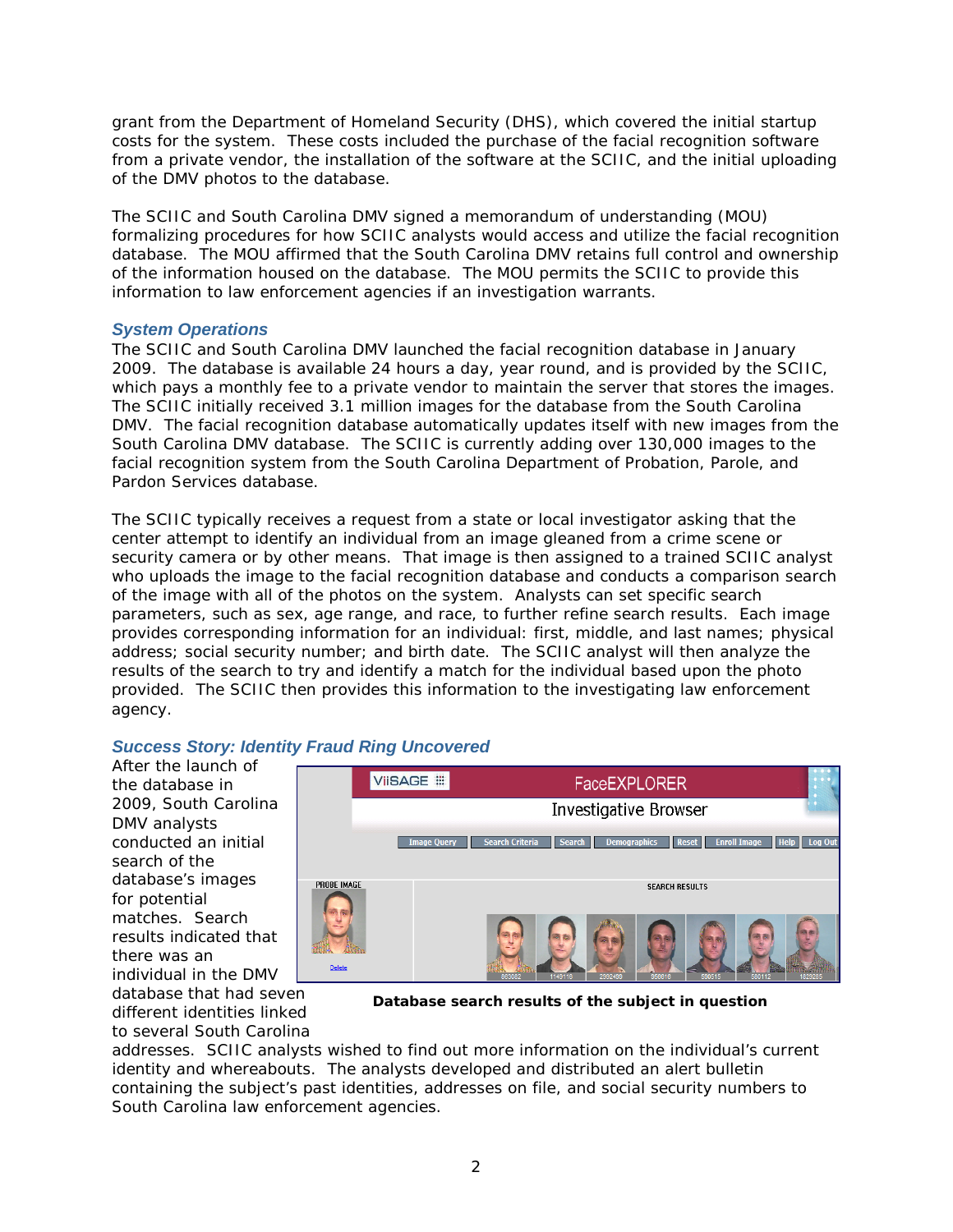grant from the Department of Homeland Security (DHS), which covered the initial startup costs for the system. These costs included the purchase of the facial recognition software from a private vendor, the installation of the software at the SCIIC, and the initial uploading of the DMV photos to the database.

The SCIIC and South Carolina DMV signed a memorandum of understanding (MOU) formalizing procedures for how SCIIC analysts would access and utilize the facial recognition database. The MOU affirmed that the South Carolina DMV retains full control and ownership of the information housed on the database. The MOU permits the SCIIC to provide this information to law enforcement agencies if an investigation warrants.

### *System Operations*

The SCIIC and South Carolina DMV launched the facial recognition database in January 2009. The database is available 24 hours a day, year round, and is provided by the SCIIC, which pays a monthly fee to a private vendor to maintain the server that stores the images. The SCIIC initially received 3.1 million images for the database from the South Carolina DMV. The facial recognition database automatically updates itself with new images from the South Carolina DMV database. The SCIIC is currently adding over 130,000 images to the facial recognition system from the South Carolina Department of Probation, Parole, and Pardon Services database.

The SCIIC typically receives a request from a state or local investigator asking that the center attempt to identify an individual from an image gleaned from a crime scene or security camera or by other means. That image is then assigned to a trained SCIIC analyst who uploads the image to the facial recognition database and conducts a comparison search of the image with all of the photos on the system. Analysts can set specific search parameters, such as sex, age range, and race, to further refine search results. Each image provides corresponding information for an individual: first, middle, and last names; physical address; social security number; and birth date. The SCIIC analyst will then analyze the results of the search to try and identify a match for the individual based upon the photo provided. The SCIIC then provides this information to the investigating law enforcement agency.

### *Success Story: Identity Fraud Ring Uncovered*

After the launch of the database in 2009, South Carolina DMV analysts conducted an initial search of the database's images for potential matches. Search results indicated that there was an individual in the DMV database that had seven different identities linked to several South Carolina addresses. SCIIC analysts wished to find out more information on the individual's current identity and whereabouts. The analysts developed and distributed an alert bulletin containing the subject's past identities, addresses on file, and social security numbers to South Carolina law enforcement agencies.

**Database search results of the subject in question**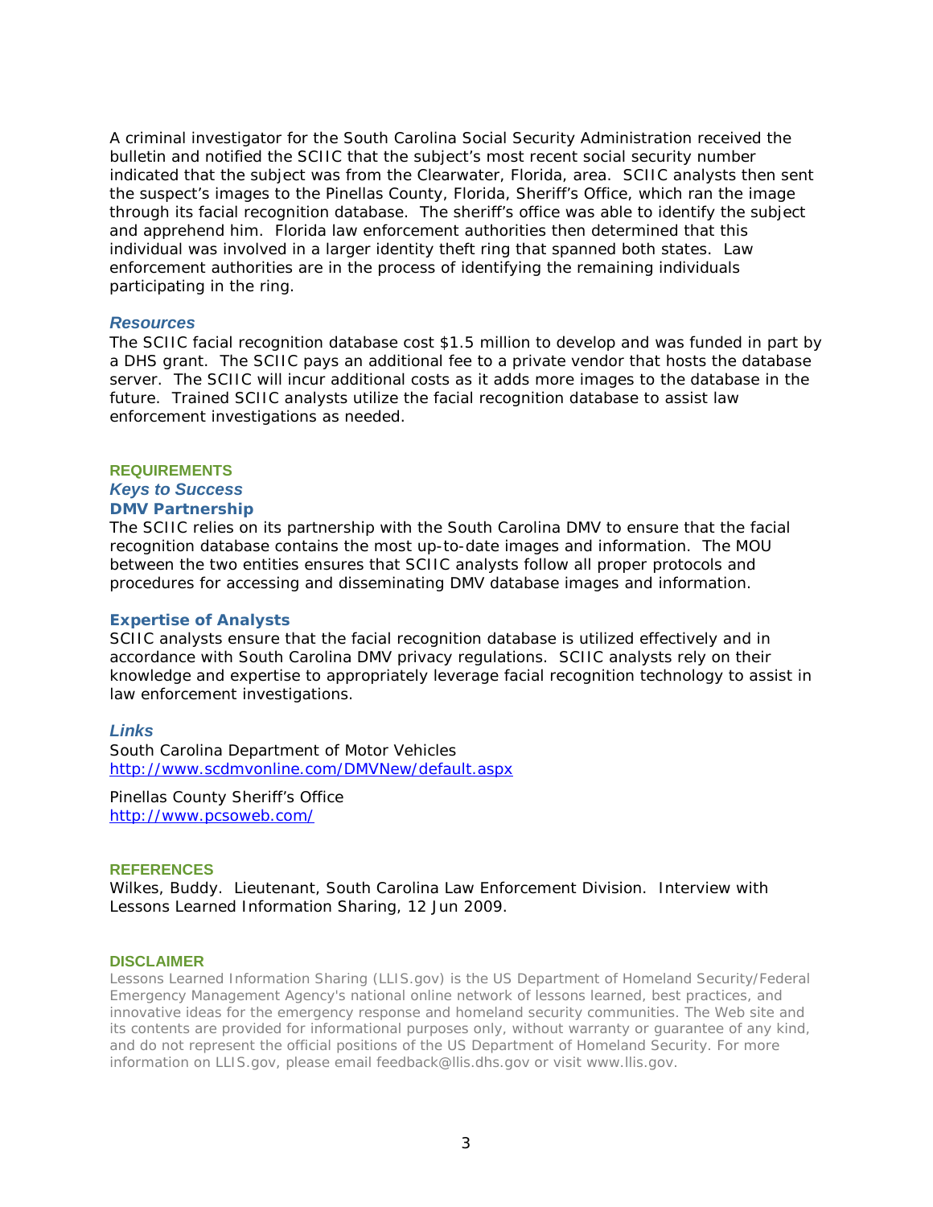A criminal investigator for the South Carolina Social Security Administration received the bulletin and notified the SCIIC that the subject's most recent social security number indicated that the subject was from the Clearwater, Florida, area. SCIIC analysts then sent the suspect's images to the Pinellas County, Florida, Sheriff's Office, which ran the image through its facial recognition database. The sheriff's office was able to identify the subject and apprehend him. Florida law enforcement authorities then determined that this individual was involved in a larger identity theft ring that spanned both states. Law enforcement authorities are in the process of identifying the remaining individuals participating in the ring.

### *Resources*

The SCIIC facial recognition database cost $1.5 million to develop and was funded in part by a DHS grant. The SCIIC pays an additional fee to a private vendor that hosts the database server. The SCIIC will incur additional costs as it adds more images to the database in the future. Trained SCIIC analysts utilize the facial recognition database to assist law enforcement investigations as needed.

## REQUIREMENTS

### *Keys to Success*

#### DMV Partnership

The SCIIC relies on its partnership with the South Carolina DMV to ensure that the facial recognition database contains the most up-to-date images and information. The MOU between the two entities ensures that SCIIC analysts follow all proper protocols and procedures for accessing and disseminating DMV database images and information.

#### Expertise of Analysts

SCIIC analysts ensure that the facial recognition database is utilized effectively and in accordance with South Carolina DMV privacy regulations. SCIIC analysts rely on their knowledge and expertise to appropriately leverage facial recognition technology to assist in law enforcement investigations.

### *Links*

South Carolina Department of Motor Vehicles
http://www.scdmvonline.com/DMVNew/default.aspx

Pinellas County Sheriff's Office
http://www.pcsoweb.com/

## REFERENCES

Wilkes, Buddy. Lieutenant, South Carolina Law Enforcement Division. Interview with Lessons Learned Information Sharing, 12 Jun 2009.

## DISCLAIMER

Lessons Learned Information Sharing (LLIS.gov) is the US Department of Homeland Security/Federal Emergency Management Agency's national online network of lessons learned, best practices, and innovative ideas for the emergency response and homeland security communities. The Web site and its contents are provided for informational purposes only, without warranty or guarantee of any kind, and do not represent the official positions of the US Department of Homeland Security. For more information on LLIS.gov, please email feedback@llis.dhs.gov or visit www.llis.gov.